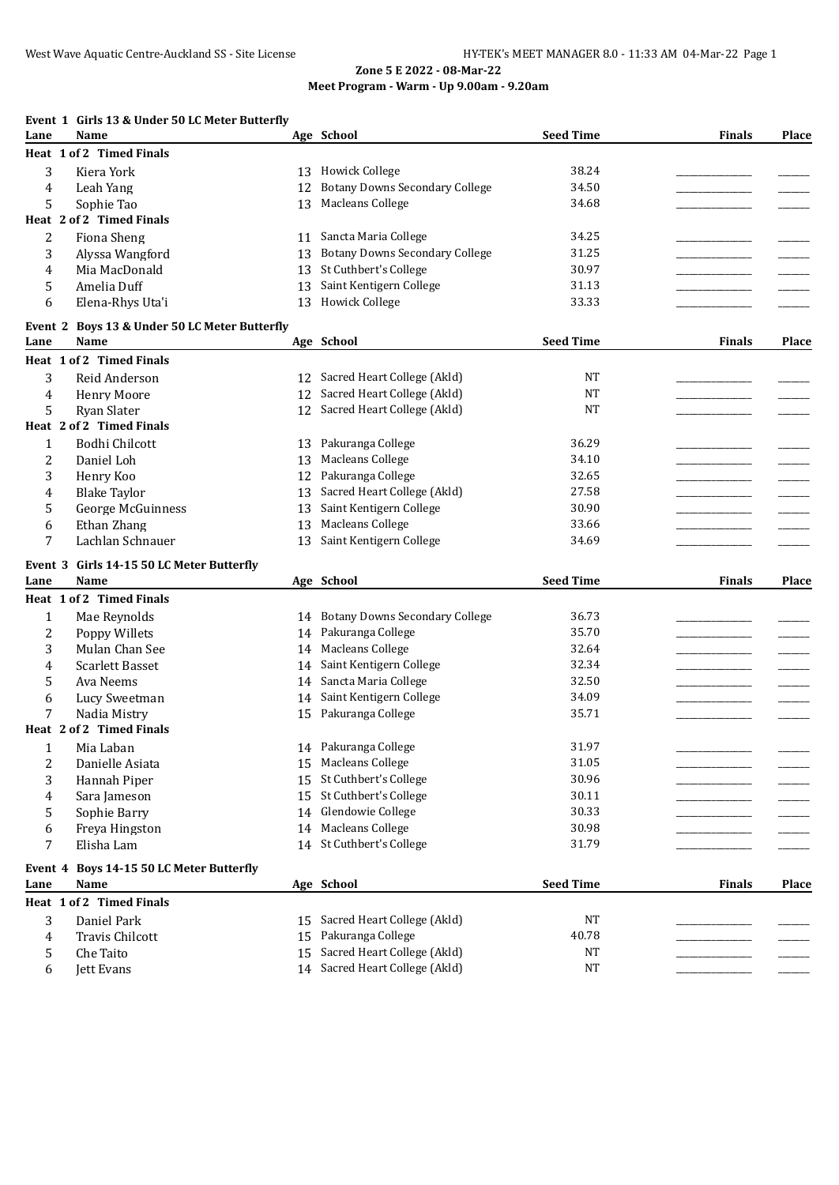## Zone 5 E 2022 - 08-Mar-22

### Meet Program - Warm - Up 9.00am - 9.20am

**Event 1 Girls 13 & Under 50 LC Meter Butterfly**

| Lane | Name | Age | School | Seed Time | Finals | Place |
|---|---|---|---|---|---|---|
| **Heat 1 of 2 Timed Finals** | | | | | | |
| 3 | Kiera York | 13 | Howick College | 38.24 | _______ | ___ |
| 4 | Leah Yang | 12 | Botany Downs Secondary College | 34.50 | _______ | ___ |
| 5 | Sophie Tao | 13 | Macleans College | 34.68 | _______ | ___ |
| **Heat 2 of 2 Timed Finals** | | | | | | |
| 2 | Fiona Sheng | 11 | Sancta Maria College | 34.25 | _______ | ___ |
| 3 | Alyssa Wangford | 13 | Botany Downs Secondary College | 31.25 | _______ | ___ |
| 4 | Mia MacDonald | 13 | St Cuthbert's College | 30.97 | _______ | ___ |
| 5 | Amelia Duff | 13 | Saint Kentigern College | 31.13 | _______ | ___ |
| 6 | Elena-Rhys Uta'i | 13 | Howick College | 33.33 | _______ | ___ |

**Event 2 Boys 13 & Under 50 LC Meter Butterfly**

| Lane | Name | Age | School | Seed Time | Finals | Place |
|---|---|---|---|---|---|---|
| **Heat 1 of 2 Timed Finals** | | | | | | |
| 3 | Reid Anderson | 12 | Sacred Heart College (Akld) | NT | _______ | ___ |
| 4 | Henry Moore | 12 | Sacred Heart College (Akld) | NT | _______ | ___ |
| 5 | Ryan Slater | 12 | Sacred Heart College (Akld) | NT | _______ | ___ |
| **Heat 2 of 2 Timed Finals** | | | | | | |
| 1 | Bodhi Chilcott | 13 | Pakuranga College | 36.29 | _______ | ___ |
| 2 | Daniel Loh | 13 | Macleans College | 34.10 | _______ | ___ |
| 3 | Henry Koo | 12 | Pakuranga College | 32.65 | _______ | ___ |
| 4 | Blake Taylor | 13 | Sacred Heart College (Akld) | 27.58 | _______ | ___ |
| 5 | George McGuinness | 13 | Saint Kentigern College | 30.90 | _______ | ___ |
| 6 | Ethan Zhang | 13 | Macleans College | 33.66 | _______ | ___ |
| 7 | Lachlan Schnauer | 13 | Saint Kentigern College | 34.69 | _______ | ___ |

**Event 3 Girls 14-15 50 LC Meter Butterfly**

| Lane | Name | Age | School | Seed Time | Finals | Place |
|---|---|---|---|---|---|---|
| **Heat 1 of 2 Timed Finals** | | | | | | |
| 1 | Mae Reynolds | 14 | Botany Downs Secondary College | 36.73 | _______ | ___ |
| 2 | Poppy Willets | 14 | Pakuranga College | 35.70 | _______ | ___ |
| 3 | Mulan Chan See | 14 | Macleans College | 32.64 | _______ | ___ |
| 4 | Scarlett Basset | 14 | Saint Kentigern College | 32.34 | _______ | ___ |
| 5 | Ava Neems | 14 | Sancta Maria College | 32.50 | _______ | ___ |
| 6 | Lucy Sweetman | 14 | Saint Kentigern College | 34.09 | _______ | ___ |
| 7 | Nadia Mistry | 15 | Pakuranga College | 35.71 | _______ | ___ |
| **Heat 2 of 2 Timed Finals** | | | | | | |
| 1 | Mia Laban | 14 | Pakuranga College | 31.97 | _______ | ___ |
| 2 | Danielle Asiata | 15 | Macleans College | 31.05 | _______ | ___ |
| 3 | Hannah Piper | 15 | St Cuthbert's College | 30.96 | _______ | ___ |
| 4 | Sara Jameson | 15 | St Cuthbert's College | 30.11 | _______ | ___ |
| 5 | Sophie Barry | 14 | Glendowie College | 30.33 | _______ | ___ |
| 6 | Freya Hingston | 14 | Macleans College | 30.98 | _______ | ___ |
| 7 | Elisha Lam | 14 | St Cuthbert's College | 31.79 | _______ | ___ |

**Event 4 Boys 14-15 50 LC Meter Butterfly**

| Lane | Name | Age | School | Seed Time | Finals | Place |
|---|---|---|---|---|---|---|
| **Heat 1 of 2 Timed Finals** | | | | | | |
| 3 | Daniel Park | 15 | Sacred Heart College (Akld) | NT | _______ | ___ |
| 4 | Travis Chilcott | 15 | Pakuranga College | 40.78 | _______ | ___ |
| 5 | Che Taito | 15 | Sacred Heart College (Akld) | NT | _______ | ___ |
| 6 | Jett Evans | 14 | Sacred Heart College (Akld) | NT | _______ | ___ |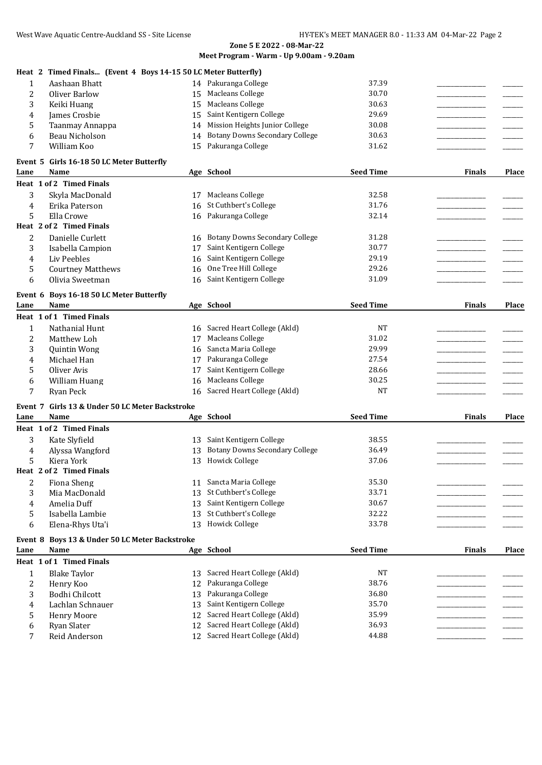**Zone 5 E 2022 - 08-Mar-22**

**Meet Program - Warm - Up 9.00am - 9.20am**

**Heat 2 Timed Finals... (Event 4 Boys 14-15 50 LC Meter Butterfly)**

| Lane | Name | Age | School | Seed Time | Finals | Place |
|---|---|---|---|---|---|---|
| 1 | Aashaan Bhatt | 14 | Pakuranga College | 37.39 | _______ | ____ |
| 2 | Oliver Barlow | 15 | Macleans College | 30.70 | _______ | ____ |
| 3 | Keiki Huang | 15 | Macleans College | 30.63 | _______ | ____ |
| 4 | James Crosbie | 15 | Saint Kentigern College | 29.69 | _______ | ____ |
| 5 | Taanmay Annappa | 14 | Mission Heights Junior College | 30.08 | _______ | ____ |
| 6 | Beau Nicholson | 14 | Botany Downs Secondary College | 30.63 | _______ | ____ |
| 7 | William Koo | 15 | Pakuranga College | 31.62 | _______ | ____ |

**Event 5 Girls 16-18 50 LC Meter Butterfly**

| Lane | Name | Age | School | Seed Time | Finals | Place |
|---|---|---|---|---|---|---|
| **Heat 1 of 2 Timed Finals** | | | | | | |
| 3 | Skyla MacDonald | 17 | Macleans College | 32.58 | _______ | ____ |
| 4 | Erika Paterson | 16 | St Cuthbert's College | 31.76 | _______ | ____ |
| 5 | Ella Crowe | 16 | Pakuranga College | 32.14 | _______ | ____ |
| **Heat 2 of 2 Timed Finals** | | | | | | |
| 2 | Danielle Curlett | 16 | Botany Downs Secondary College | 31.28 | _______ | ____ |
| 3 | Isabella Campion | 17 | Saint Kentigern College | 30.77 | _______ | ____ |
| 4 | Liv Peebles | 16 | Saint Kentigern College | 29.19 | _______ | ____ |
| 5 | Courtney Matthews | 16 | One Tree Hill College | 29.26 | _______ | ____ |
| 6 | Olivia Sweetman | 16 | Saint Kentigern College | 31.09 | _______ | ____ |

**Event 6 Boys 16-18 50 LC Meter Butterfly**

| Lane | Name | Age | School | Seed Time | Finals | Place |
|---|---|---|---|---|---|---|
| **Heat 1 of 1 Timed Finals** | | | | | | |
| 1 | Nathanial Hunt | 16 | Sacred Heart College (Akld) | NT | _______ | ____ |
| 2 | Matthew Loh | 17 | Macleans College | 31.02 | _______ | ____ |
| 3 | Quintin Wong | 16 | Sancta Maria College | 29.99 | _______ | ____ |
| 4 | Michael Han | 17 | Pakuranga College | 27.54 | _______ | ____ |
| 5 | Oliver Avis | 17 | Saint Kentigern College | 28.66 | _______ | ____ |
| 6 | William Huang | 16 | Macleans College | 30.25 | _______ | ____ |
| 7 | Ryan Peck | 16 | Sacred Heart College (Akld) | NT | _______ | ____ |

**Event 7 Girls 13 & Under 50 LC Meter Backstroke**

| Lane | Name | Age | School | Seed Time | Finals | Place |
|---|---|---|---|---|---|---|
| **Heat 1 of 2 Timed Finals** | | | | | | |
| 3 | Kate Slyfield | 13 | Saint Kentigern College | 38.55 | _______ | ____ |
| 4 | Alyssa Wangford | 13 | Botany Downs Secondary College | 36.49 | _______ | ____ |
| 5 | Kiera York | 13 | Howick College | 37.06 | _______ | ____ |
| **Heat 2 of 2 Timed Finals** | | | | | | |
| 2 | Fiona Sheng | 11 | Sancta Maria College | 35.30 | _______ | ____ |
| 3 | Mia MacDonald | 13 | St Cuthbert's College | 33.71 | _______ | ____ |
| 4 | Amelia Duff | 13 | Saint Kentigern College | 30.67 | _______ | ____ |
| 5 | Isabella Lambie | 13 | St Cuthbert's College | 32.22 | _______ | ____ |
| 6 | Elena-Rhys Uta'i | 13 | Howick College | 33.78 | _______ | ____ |

**Event 8 Boys 13 & Under 50 LC Meter Backstroke**

| Lane | Name | Age | School | Seed Time | Finals | Place |
|---|---|---|---|---|---|---|
| **Heat 1 of 1 Timed Finals** | | | | | | |
| 1 | Blake Taylor | 13 | Sacred Heart College (Akld) | NT | _______ | ____ |
| 2 | Henry Koo | 12 | Pakuranga College | 38.76 | _______ | ____ |
| 3 | Bodhi Chilcott | 13 | Pakuranga College | 36.80 | _______ | ____ |
| 4 | Lachlan Schnauer | 13 | Saint Kentigern College | 35.70 | _______ | ____ |
| 5 | Henry Moore | 12 | Sacred Heart College (Akld) | 35.99 | _______ | ____ |
| 6 | Ryan Slater | 12 | Sacred Heart College (Akld) | 36.93 | _______ | ____ |
| 7 | Reid Anderson | 12 | Sacred Heart College (Akld) | 44.88 | _______ | ____ |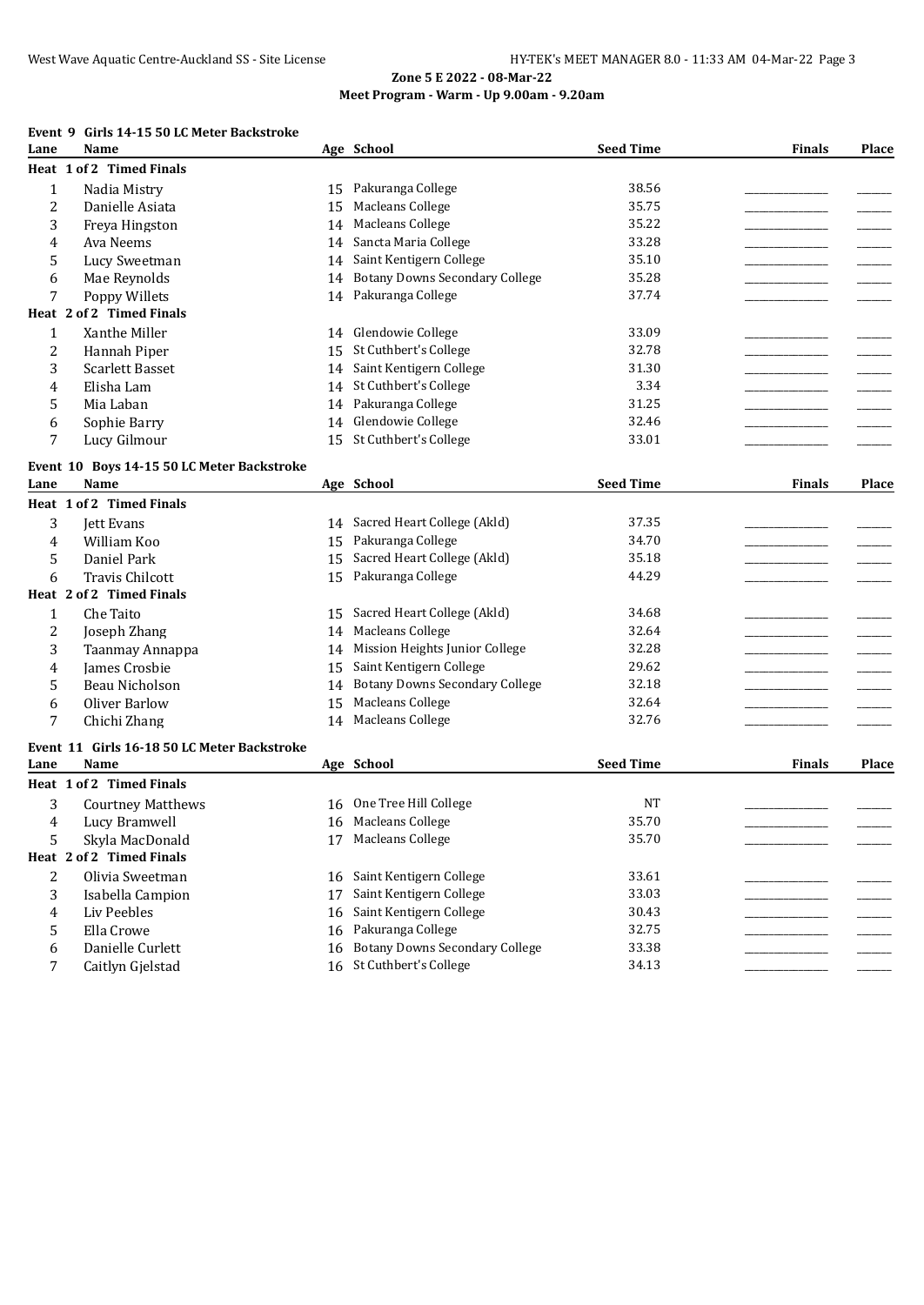**Zone 5 E 2022 - 08-Mar-22**
**Meet Program - Warm - Up 9.00am - 9.20am**

### Event 9 Girls 14-15 50 LC Meter Backstroke

| Lane | Name | Age | School | Seed Time | Finals | Place |
|---|---|---|---|---|---|---|
| **Heat 1 of 2 Timed Finals** | | | | | | |
| 1 | Nadia Mistry | 15 | Pakuranga College | 38.56 | _______________ | ______ |
| 2 | Danielle Asiata | 15 | Macleans College | 35.75 | _______________ | ______ |
| 3 | Freya Hingston | 14 | Macleans College | 35.22 | _______________ | ______ |
| 4 | Ava Neems | 14 | Sancta Maria College | 33.28 | _______________ | ______ |
| 5 | Lucy Sweetman | 14 | Saint Kentigern College | 35.10 | _______________ | ______ |
| 6 | Mae Reynolds | 14 | Botany Downs Secondary College | 35.28 | _______________ | ______ |
| 7 | Poppy Willets | 14 | Pakuranga College | 37.74 | _______________ | ______ |
| **Heat 2 of 2 Timed Finals** | | | | | | |
| 1 | Xanthe Miller | 14 | Glendowie College | 33.09 | _______________ | ______ |
| 2 | Hannah Piper | 15 | St Cuthbert's College | 32.78 | _______________ | ______ |
| 3 | Scarlett Basset | 14 | Saint Kentigern College | 31.30 | _______________ | ______ |
| 4 | Elisha Lam | 14 | St Cuthbert's College | 3.34 | _______________ | ______ |
| 5 | Mia Laban | 14 | Pakuranga College | 31.25 | _______________ | ______ |
| 6 | Sophie Barry | 14 | Glendowie College | 32.46 | _______________ | ______ |
| 7 | Lucy Gilmour | 15 | St Cuthbert's College | 33.01 | _______________ | ______ |

### Event 10 Boys 14-15 50 LC Meter Backstroke

| Lane | Name | Age | School | Seed Time | Finals | Place |
|---|---|---|---|---|---|---|
| **Heat 1 of 2 Timed Finals** | | | | | | |
| 3 | Jett Evans | 14 | Sacred Heart College (Akld) | 37.35 | _______________ | ______ |
| 4 | William Koo | 15 | Pakuranga College | 34.70 | _______________ | ______ |
| 5 | Daniel Park | 15 | Sacred Heart College (Akld) | 35.18 | _______________ | ______ |
| 6 | Travis Chilcott | 15 | Pakuranga College | 44.29 | _______________ | ______ |
| **Heat 2 of 2 Timed Finals** | | | | | | |
| 1 | Che Taito | 15 | Sacred Heart College (Akld) | 34.68 | _______________ | ______ |
| 2 | Joseph Zhang | 14 | Macleans College | 32.64 | _______________ | ______ |
| 3 | Taanmay Annappa | 14 | Mission Heights Junior College | 32.28 | _______________ | ______ |
| 4 | James Crosbie | 15 | Saint Kentigern College | 29.62 | _______________ | ______ |
| 5 | Beau Nicholson | 14 | Botany Downs Secondary College | 32.18 | _______________ | ______ |
| 6 | Oliver Barlow | 15 | Macleans College | 32.64 | _______________ | ______ |
| 7 | Chichi Zhang | 14 | Macleans College | 32.76 | _______________ | ______ |

### Event 11 Girls 16-18 50 LC Meter Backstroke

| Lane | Name | Age | School | Seed Time | Finals | Place |
|---|---|---|---|---|---|---|
| **Heat 1 of 2 Timed Finals** | | | | | | |
| 3 | Courtney Matthews | 16 | One Tree Hill College | NT | _______________ | ______ |
| 4 | Lucy Bramwell | 16 | Macleans College | 35.70 | _______________ | ______ |
| 5 | Skyla MacDonald | 17 | Macleans College | 35.70 | _______________ | ______ |
| **Heat 2 of 2 Timed Finals** | | | | | | |
| 2 | Olivia Sweetman | 16 | Saint Kentigern College | 33.61 | _______________ | ______ |
| 3 | Isabella Campion | 17 | Saint Kentigern College | 33.03 | _______________ | ______ |
| 4 | Liv Peebles | 16 | Saint Kentigern College | 30.43 | _______________ | ______ |
| 5 | Ella Crowe | 16 | Pakuranga College | 32.75 | _______________ | ______ |
| 6 | Danielle Curlett | 16 | Botany Downs Secondary College | 33.38 | _______________ | ______ |
| 7 | Caitlyn Gjelstad | 16 | St Cuthbert's College | 34.13 | _______________ | ______ |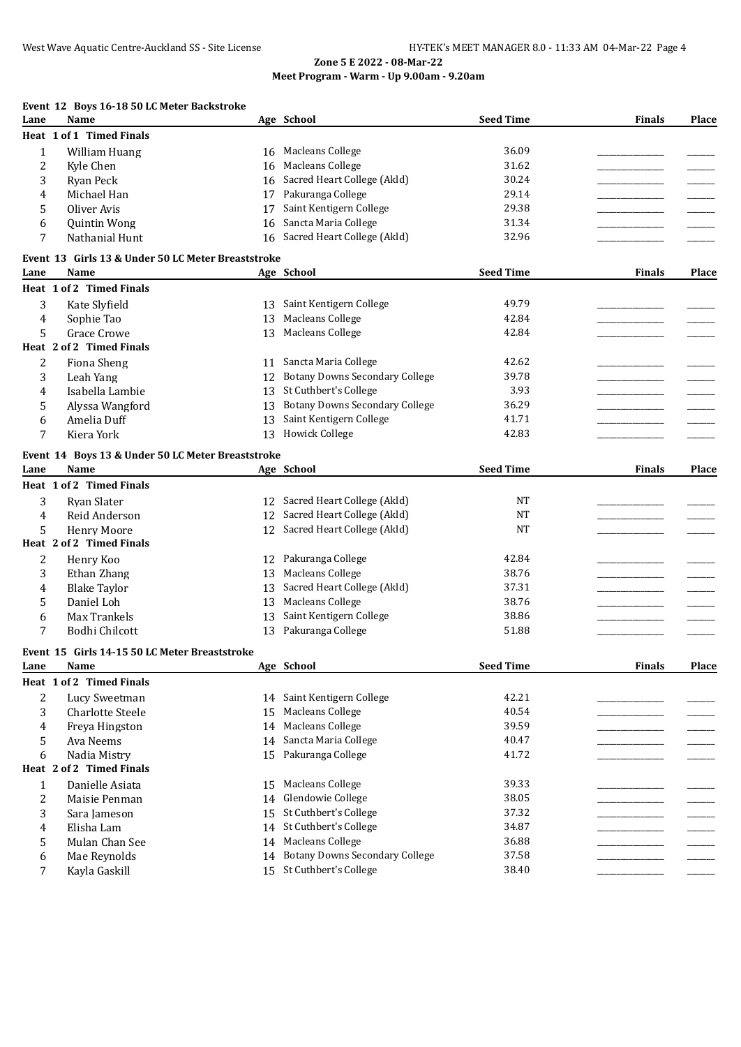**Zone 5 E 2022 - 08-Mar-22**
**Meet Program - Warm - Up 9.00am - 9.20am**

### Event 12 Boys 16-18 50 LC Meter Backstroke

| Lane | Name | Age | School | Seed Time | Finals | Place |
|---|---|---|---|---|---|---|
| **Heat 1 of 1 Timed Finals** | | | | | | |
| 1 | William Huang | 16 | Macleans College | 36.09 | _______________ | ______ |
| 2 | Kyle Chen | 16 | Macleans College | 31.62 | _______________ | ______ |
| 3 | Ryan Peck | 16 | Sacred Heart College (Akld) | 30.24 | _______________ | ______ |
| 4 | Michael Han | 17 | Pakuranga College | 29.14 | _______________ | ______ |
| 5 | Oliver Avis | 17 | Saint Kentigern College | 29.38 | _______________ | ______ |
| 6 | Quintin Wong | 16 | Sancta Maria College | 31.34 | _______________ | ______ |
| 7 | Nathanial Hunt | 16 | Sacred Heart College (Akld) | 32.96 | _______________ | ______ |

### Event 13 Girls 13 & Under 50 LC Meter Breaststroke

| Lane | Name | Age | School | Seed Time | Finals | Place |
|---|---|---|---|---|---|---|
| **Heat 1 of 2 Timed Finals** | | | | | | |
| 3 | Kate Slyfield | 13 | Saint Kentigern College | 49.79 | _______________ | ______ |
| 4 | Sophie Tao | 13 | Macleans College | 42.84 | _______________ | ______ |
| 5 | Grace Crowe | 13 | Macleans College | 42.84 | _______________ | ______ |
| **Heat 2 of 2 Timed Finals** | | | | | | |
| 2 | Fiona Sheng | 11 | Sancta Maria College | 42.62 | _______________ | ______ |
| 3 | Leah Yang | 12 | Botany Downs Secondary College | 39.78 | _______________ | ______ |
| 4 | Isabella Lambie | 13 | St Cuthbert's College | 3.93 | _______________ | ______ |
| 5 | Alyssa Wangford | 13 | Botany Downs Secondary College | 36.29 | _______________ | ______ |
| 6 | Amelia Duff | 13 | Saint Kentigern College | 41.71 | _______________ | ______ |
| 7 | Kiera York | 13 | Howick College | 42.83 | _______________ | ______ |

### Event 14 Boys 13 & Under 50 LC Meter Breaststroke

| Lane | Name | Age | School | Seed Time | Finals | Place |
|---|---|---|---|---|---|---|
| **Heat 1 of 2 Timed Finals** | | | | | | |
| 3 | Ryan Slater | 12 | Sacred Heart College (Akld) | NT | _______________ | ______ |
| 4 | Reid Anderson | 12 | Sacred Heart College (Akld) | NT | _______________ | ______ |
| 5 | Henry Moore | 12 | Sacred Heart College (Akld) | NT | _______________ | ______ |
| **Heat 2 of 2 Timed Finals** | | | | | | |
| 2 | Henry Koo | 12 | Pakuranga College | 42.84 | _______________ | ______ |
| 3 | Ethan Zhang | 13 | Macleans College | 38.76 | _______________ | ______ |
| 4 | Blake Taylor | 13 | Sacred Heart College (Akld) | 37.31 | _______________ | ______ |
| 5 | Daniel Loh | 13 | Macleans College | 38.76 | _______________ | ______ |
| 6 | Max Trankels | 13 | Saint Kentigern College | 38.86 | _______________ | ______ |
| 7 | Bodhi Chilcott | 13 | Pakuranga College | 51.88 | _______________ | ______ |

### Event 15 Girls 14-15 50 LC Meter Breaststroke

| Lane | Name | Age | School | Seed Time | Finals | Place |
|---|---|---|---|---|---|---|
| **Heat 1 of 2 Timed Finals** | | | | | | |
| 2 | Lucy Sweetman | 14 | Saint Kentigern College | 42.21 | _______________ | ______ |
| 3 | Charlotte Steele | 15 | Macleans College | 40.54 | _______________ | ______ |
| 4 | Freya Hingston | 14 | Macleans College | 39.59 | _______________ | ______ |
| 5 | Ava Neems | 14 | Sancta Maria College | 40.47 | _______________ | ______ |
| 6 | Nadia Mistry | 15 | Pakuranga College | 41.72 | _______________ | ______ |
| **Heat 2 of 2 Timed Finals** | | | | | | |
| 1 | Danielle Asiata | 15 | Macleans College | 39.33 | _______________ | ______ |
| 2 | Maisie Penman | 14 | Glendowie College | 38.05 | _______________ | ______ |
| 3 | Sara Jameson | 15 | St Cuthbert's College | 37.32 | _______________ | ______ |
| 4 | Elisha Lam | 14 | St Cuthbert's College | 34.87 | _______________ | ______ |
| 5 | Mulan Chan See | 14 | Macleans College | 36.88 | _______________ | ______ |
| 6 | Mae Reynolds | 14 | Botany Downs Secondary College | 37.58 | _______________ | ______ |
| 7 | Kayla Gaskill | 15 | St Cuthbert's College | 38.40 | _______________ | ______ |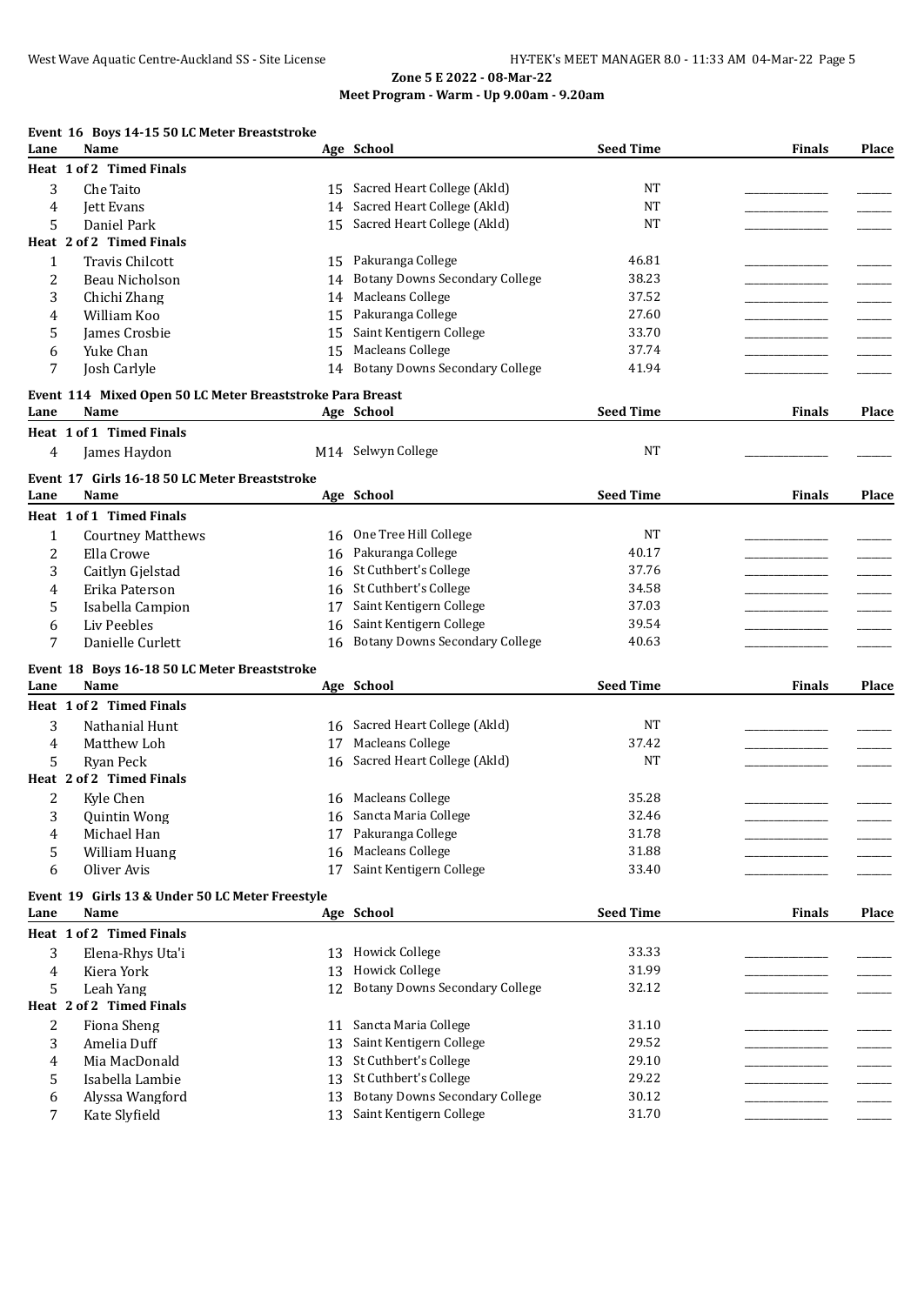## Zone 5 E 2022 - 08-Mar-22

### Meet Program - Warm - Up 9.00am - 9.20am

**Event 16 Boys 14-15 50 LC Meter Breaststroke**

| Lane | Name | Age | School | Seed Time | Finals | Place |
|---|---|---|---|---|---|---|
| **Heat 1 of 2 Timed Finals** | | | | | | |
| 3 | Che Taito | 15 | Sacred Heart College (Akld) | NT | _______________ | ______ |
| 4 | Jett Evans | 14 | Sacred Heart College (Akld) | NT | _______________ | ______ |
| 5 | Daniel Park | 15 | Sacred Heart College (Akld) | NT | _______________ | ______ |
| **Heat 2 of 2 Timed Finals** | | | | | | |
| 1 | Travis Chilcott | 15 | Pakuranga College | 46.81 | _______________ | ______ |
| 2 | Beau Nicholson | 14 | Botany Downs Secondary College | 38.23 | _______________ | ______ |
| 3 | Chichi Zhang | 14 | Macleans College | 37.52 | _______________ | ______ |
| 4 | William Koo | 15 | Pakuranga College | 27.60 | _______________ | ______ |
| 5 | James Crosbie | 15 | Saint Kentigern College | 33.70 | _______________ | ______ |
| 6 | Yuke Chan | 15 | Macleans College | 37.74 | _______________ | ______ |
| 7 | Josh Carlyle | 14 | Botany Downs Secondary College | 41.94 | _______________ | ______ |

**Event 114 Mixed Open 50 LC Meter Breaststroke Para Breast**

| Lane | Name | Age | School | Seed Time | Finals | Place |
|---|---|---|---|---|---|---|
| **Heat 1 of 1 Timed Finals** | | | | | | |
| 4 | James Haydon | M14 | Selwyn College | NT | _______________ | ______ |

**Event 17 Girls 16-18 50 LC Meter Breaststroke**

| Lane | Name | Age | School | Seed Time | Finals | Place |
|---|---|---|---|---|---|---|
| **Heat 1 of 1 Timed Finals** | | | | | | |
| 1 | Courtney Matthews | 16 | One Tree Hill College | NT | _______________ | ______ |
| 2 | Ella Crowe | 16 | Pakuranga College | 40.17 | _______________ | ______ |
| 3 | Caitlyn Gjelstad | 16 | St Cuthbert's College | 37.76 | _______________ | ______ |
| 4 | Erika Paterson | 16 | St Cuthbert's College | 34.58 | _______________ | ______ |
| 5 | Isabella Campion | 17 | Saint Kentigern College | 37.03 | _______________ | ______ |
| 6 | Liv Peebles | 16 | Saint Kentigern College | 39.54 | _______________ | ______ |
| 7 | Danielle Curlett | 16 | Botany Downs Secondary College | 40.63 | _______________ | ______ |

**Event 18 Boys 16-18 50 LC Meter Breaststroke**

| Lane | Name | Age | School | Seed Time | Finals | Place |
|---|---|---|---|---|---|---|
| **Heat 1 of 2 Timed Finals** | | | | | | |
| 3 | Nathanial Hunt | 16 | Sacred Heart College (Akld) | NT | _______________ | ______ |
| 4 | Matthew Loh | 17 | Macleans College | 37.42 | _______________ | ______ |
| 5 | Ryan Peck | 16 | Sacred Heart College (Akld) | NT | _______________ | ______ |
| **Heat 2 of 2 Timed Finals** | | | | | | |
| 2 | Kyle Chen | 16 | Macleans College | 35.28 | _______________ | ______ |
| 3 | Quintin Wong | 16 | Sancta Maria College | 32.46 | _______________ | ______ |
| 4 | Michael Han | 17 | Pakuranga College | 31.78 | _______________ | ______ |
| 5 | William Huang | 16 | Macleans College | 31.88 | _______________ | ______ |
| 6 | Oliver Avis | 17 | Saint Kentigern College | 33.40 | _______________ | ______ |

**Event 19 Girls 13 & Under 50 LC Meter Freestyle**

| Lane | Name | Age | School | Seed Time | Finals | Place |
|---|---|---|---|---|---|---|
| **Heat 1 of 2 Timed Finals** | | | | | | |
| 3 | Elena-Rhys Uta'i | 13 | Howick College | 33.33 | _______________ | ______ |
| 4 | Kiera York | 13 | Howick College | 31.99 | _______________ | ______ |
| 5 | Leah Yang | 12 | Botany Downs Secondary College | 32.12 | _______________ | ______ |
| **Heat 2 of 2 Timed Finals** | | | | | | |
| 2 | Fiona Sheng | 11 | Sancta Maria College | 31.10 | _______________ | ______ |
| 3 | Amelia Duff | 13 | Saint Kentigern College | 29.52 | _______________ | ______ |
| 4 | Mia MacDonald | 13 | St Cuthbert's College | 29.10 | _______________ | ______ |
| 5 | Isabella Lambie | 13 | St Cuthbert's College | 29.22 | _______________ | ______ |
| 6 | Alyssa Wangford | 13 | Botany Downs Secondary College | 30.12 | _______________ | ______ |
| 7 | Kate Slyfield | 13 | Saint Kentigern College | 31.70 | _______________ | ______ |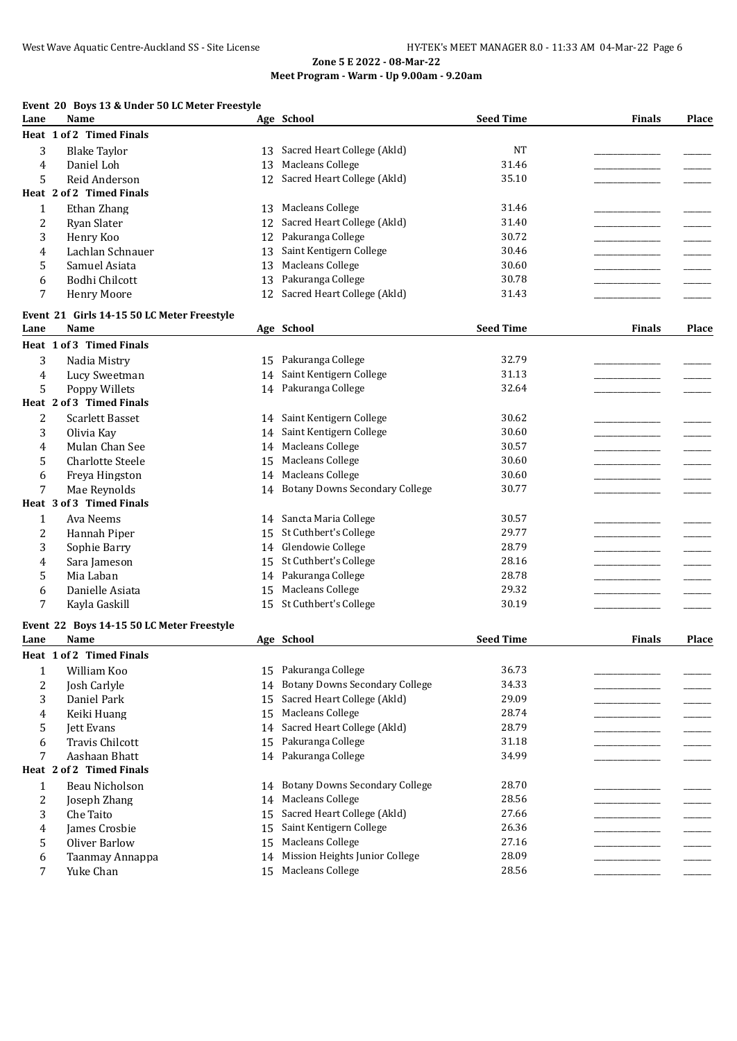## Zone 5 E 2022 - 08-Mar-22

### Meet Program - Warm - Up 9.00am - 9.20am

**Event 20 Boys 13 & Under 50 LC Meter Freestyle**

| Lane | Name | Age | School | Seed Time | Finals | Place |
|---|---|---|---|---|---|---|
| **Heat 1 of 2 Timed Finals** | | | | | | |
| 3 | Blake Taylor | 13 | Sacred Heart College (Akld) | NT | | |
| 4 | Daniel Loh | 13 | Macleans College | 31.46 | | |
| 5 | Reid Anderson | 12 | Sacred Heart College (Akld) | 35.10 | | |
| **Heat 2 of 2 Timed Finals** | | | | | | |
| 1 | Ethan Zhang | 13 | Macleans College | 31.46 | | |
| 2 | Ryan Slater | 12 | Sacred Heart College (Akld) | 31.40 | | |
| 3 | Henry Koo | 12 | Pakuranga College | 30.72 | | |
| 4 | Lachlan Schnauer | 13 | Saint Kentigern College | 30.46 | | |
| 5 | Samuel Asiata | 13 | Macleans College | 30.60 | | |
| 6 | Bodhi Chilcott | 13 | Pakuranga College | 30.78 | | |
| 7 | Henry Moore | 12 | Sacred Heart College (Akld) | 31.43 | | |

**Event 21 Girls 14-15 50 LC Meter Freestyle**

| Lane | Name | Age | School | Seed Time | Finals | Place |
|---|---|---|---|---|---|---|
| **Heat 1 of 3 Timed Finals** | | | | | | |
| 3 | Nadia Mistry | 15 | Pakuranga College | 32.79 | | |
| 4 | Lucy Sweetman | 14 | Saint Kentigern College | 31.13 | | |
| 5 | Poppy Willets | 14 | Pakuranga College | 32.64 | | |
| **Heat 2 of 3 Timed Finals** | | | | | | |
| 2 | Scarlett Basset | 14 | Saint Kentigern College | 30.62 | | |
| 3 | Olivia Kay | 14 | Saint Kentigern College | 30.60 | | |
| 4 | Mulan Chan See | 14 | Macleans College | 30.57 | | |
| 5 | Charlotte Steele | 15 | Macleans College | 30.60 | | |
| 6 | Freya Hingston | 14 | Macleans College | 30.60 | | |
| 7 | Mae Reynolds | 14 | Botany Downs Secondary College | 30.77 | | |
| **Heat 3 of 3 Timed Finals** | | | | | | |
| 1 | Ava Neems | 14 | Sancta Maria College | 30.57 | | |
| 2 | Hannah Piper | 15 | St Cuthbert's College | 29.77 | | |
| 3 | Sophie Barry | 14 | Glendowie College | 28.79 | | |
| 4 | Sara Jameson | 15 | St Cuthbert's College | 28.16 | | |
| 5 | Mia Laban | 14 | Pakuranga College | 28.78 | | |
| 6 | Danielle Asiata | 15 | Macleans College | 29.32 | | |
| 7 | Kayla Gaskill | 15 | St Cuthbert's College | 30.19 | | |

**Event 22 Boys 14-15 50 LC Meter Freestyle**

| Lane | Name | Age | School | Seed Time | Finals | Place |
|---|---|---|---|---|---|---|
| **Heat 1 of 2 Timed Finals** | | | | | | |
| 1 | William Koo | 15 | Pakuranga College | 36.73 | | |
| 2 | Josh Carlyle | 14 | Botany Downs Secondary College | 34.33 | | |
| 3 | Daniel Park | 15 | Sacred Heart College (Akld) | 29.09 | | |
| 4 | Keiki Huang | 15 | Macleans College | 28.74 | | |
| 5 | Jett Evans | 14 | Sacred Heart College (Akld) | 28.79 | | |
| 6 | Travis Chilcott | 15 | Pakuranga College | 31.18 | | |
| 7 | Aashaan Bhatt | 14 | Pakuranga College | 34.99 | | |
| **Heat 2 of 2 Timed Finals** | | | | | | |
| 1 | Beau Nicholson | 14 | Botany Downs Secondary College | 28.70 | | |
| 2 | Joseph Zhang | 14 | Macleans College | 28.56 | | |
| 3 | Che Taito | 15 | Sacred Heart College (Akld) | 27.66 | | |
| 4 | James Crosbie | 15 | Saint Kentigern College | 26.36 | | |
| 5 | Oliver Barlow | 15 | Macleans College | 27.16 | | |
| 6 | Taanmay Annappa | 14 | Mission Heights Junior College | 28.09 | | |
| 7 | Yuke Chan | 15 | Macleans College | 28.56 | | |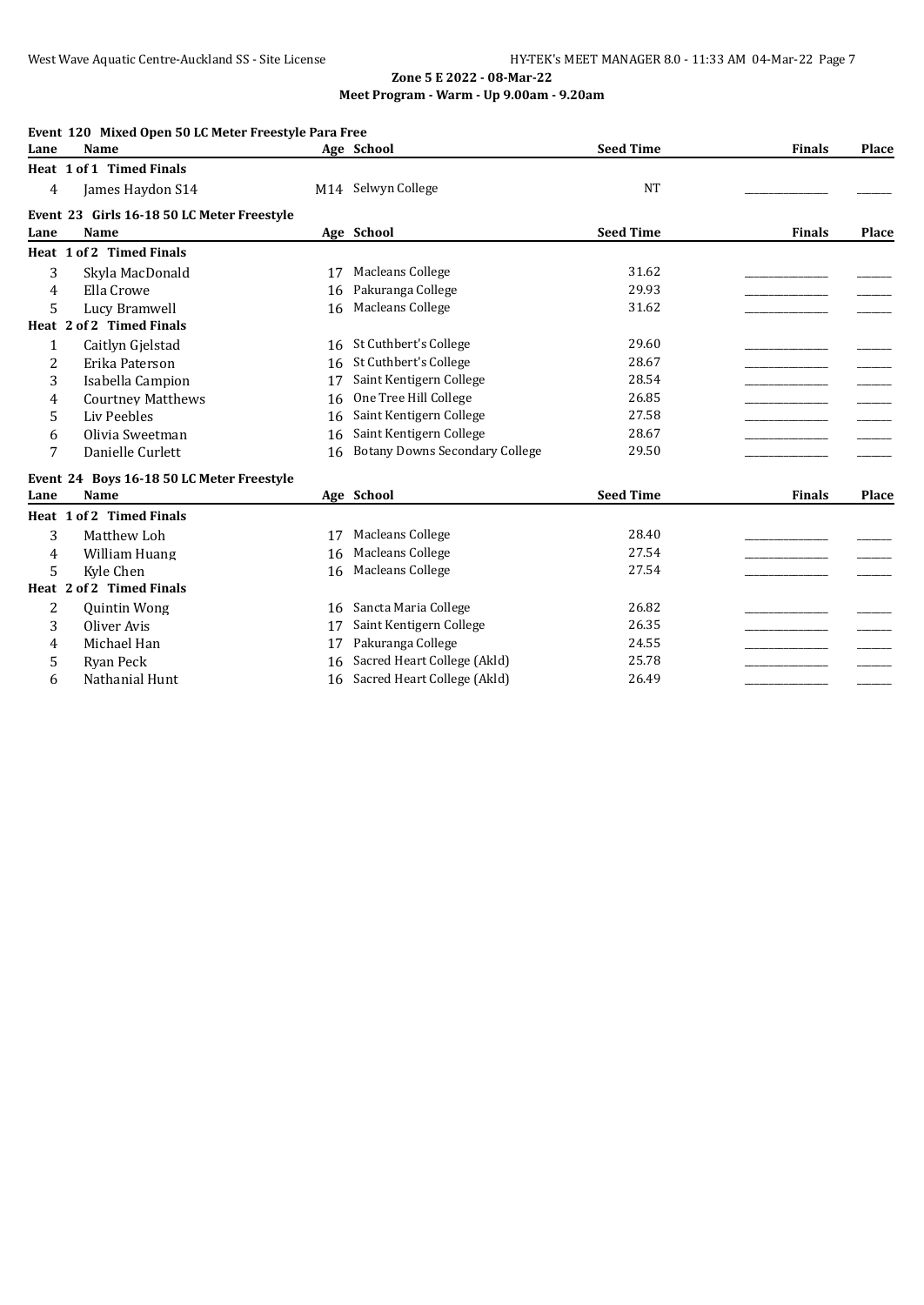**Zone 5 E 2022 - 08-Mar-22**

**Meet Program - Warm - Up 9.00am - 9.20am**

**Event 120 Mixed Open 50 LC Meter Freestyle Para Free**

| Lane | Name | Age | School | Seed Time | Finals | Place |
|---|---|---|---|---|---|---|
| **Heat 1 of 1 Timed Finals** | | | | | | |
| 4 | James Haydon S14 | M14 | Selwyn College | NT | _______ | ___ |

**Event 23 Girls 16-18 50 LC Meter Freestyle**

| Lane | Name | Age | School | Seed Time | Finals | Place |
|---|---|---|---|---|---|---|
| **Heat 1 of 2 Timed Finals** | | | | | | |
| 3 | Skyla MacDonald | 17 | Macleans College | 31.62 | _______ | ___ |
| 4 | Ella Crowe | 16 | Pakuranga College | 29.93 | _______ | ___ |
| 5 | Lucy Bramwell | 16 | Macleans College | 31.62 | _______ | ___ |
| **Heat 2 of 2 Timed Finals** | | | | | | |
| 1 | Caitlyn Gjelstad | 16 | St Cuthbert's College | 29.60 | _______ | ___ |
| 2 | Erika Paterson | 16 | St Cuthbert's College | 28.67 | _______ | ___ |
| 3 | Isabella Campion | 17 | Saint Kentigern College | 28.54 | _______ | ___ |
| 4 | Courtney Matthews | 16 | One Tree Hill College | 26.85 | _______ | ___ |
| 5 | Liv Peebles | 16 | Saint Kentigern College | 27.58 | _______ | ___ |
| 6 | Olivia Sweetman | 16 | Saint Kentigern College | 28.67 | _______ | ___ |
| 7 | Danielle Curlett | 16 | Botany Downs Secondary College | 29.50 | _______ | ___ |

**Event 24 Boys 16-18 50 LC Meter Freestyle**

| Lane | Name | Age | School | Seed Time | Finals | Place |
|---|---|---|---|---|---|---|
| **Heat 1 of 2 Timed Finals** | | | | | | |
| 3 | Matthew Loh | 17 | Macleans College | 28.40 | _______ | ___ |
| 4 | William Huang | 16 | Macleans College | 27.54 | _______ | ___ |
| 5 | Kyle Chen | 16 | Macleans College | 27.54 | _______ | ___ |
| **Heat 2 of 2 Timed Finals** | | | | | | |
| 2 | Quintin Wong | 16 | Sancta Maria College | 26.82 | _______ | ___ |
| 3 | Oliver Avis | 17 | Saint Kentigern College | 26.35 | _______ | ___ |
| 4 | Michael Han | 17 | Pakuranga College | 24.55 | _______ | ___ |
| 5 | Ryan Peck | 16 | Sacred Heart College (Akld) | 25.78 | _______ | ___ |
| 6 | Nathanial Hunt | 16 | Sacred Heart College (Akld) | 26.49 | _______ | ___ |